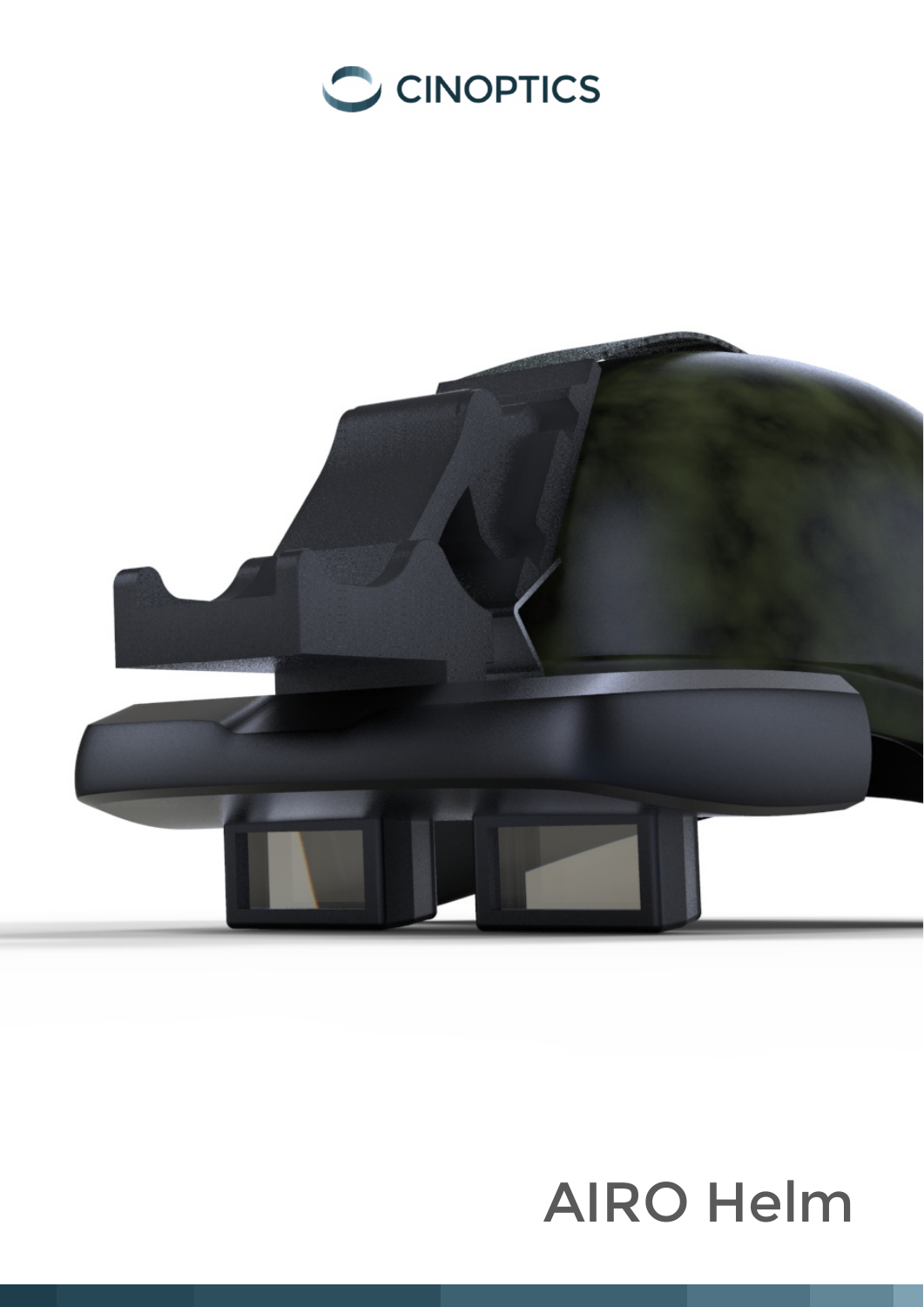CINOPTICS

# AIRO Helm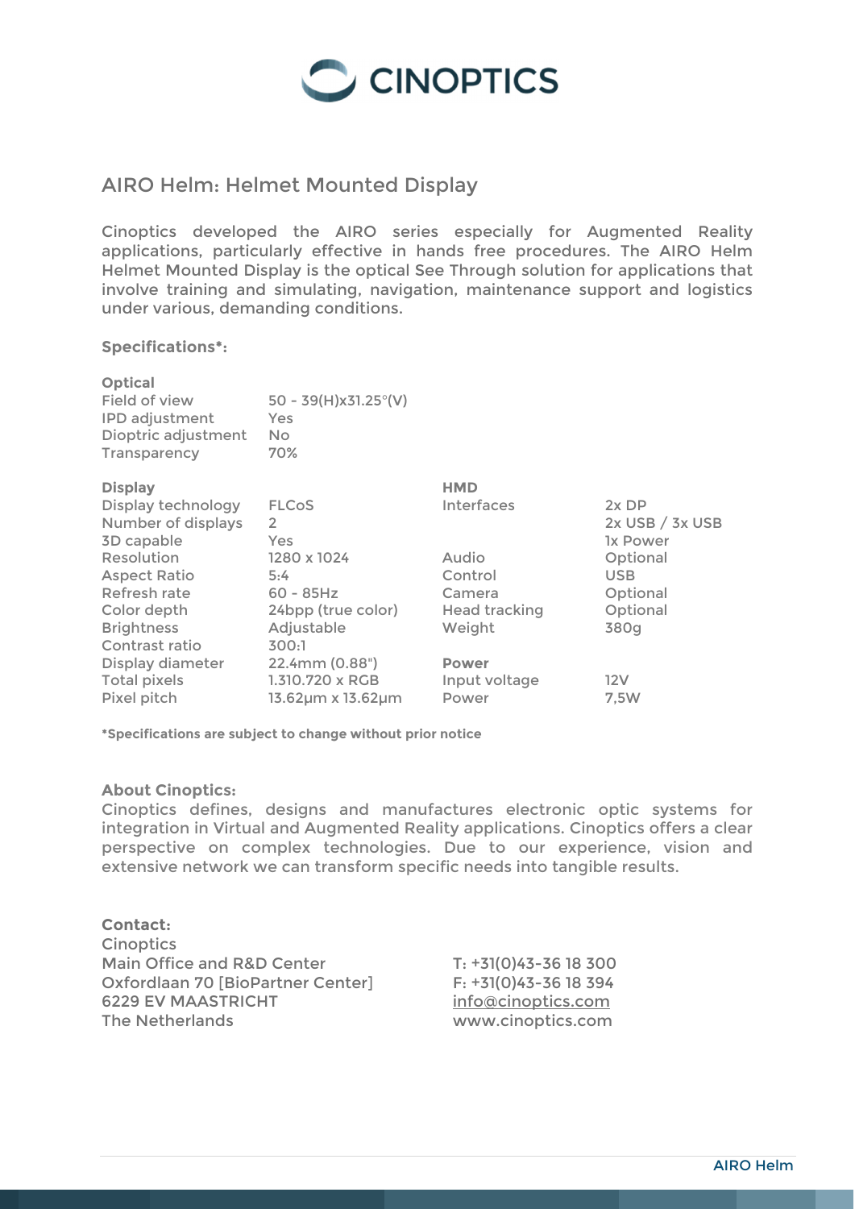CINOPTICS

## AIRO Helm: Helmet Mounted Display

Cinoptics developed the AIRO series especially for Augmented Reality applications, particularly effective in hands free procedures. The AIRO Helm Helmet Mounted Display is the optical See Through solution for applications that involve training and simulating, navigation, maintenance support and logistics under various, demanding conditions.

**Specifications*:**

| **Optical** | |
|---|---|
| Field of view | 50 - 39(H)x31.25°(V) |
| IPD adjustment | Yes |
| Dioptric adjustment | No |
| Transparency | 70% |

| **Display** | | **HMD** | |
|---|---|---|---|
| Display technology | FLCoS | Interfaces | 2x DP |
| Number of displays | 2 | | 2x USB / 3x USB |
| 3D capable | Yes | | 1x Power |
| Resolution | 1280 x 1024 | Audio | Optional |
| Aspect Ratio | 5:4 | Control | USB |
| Refresh rate | 60 - 85Hz | Camera | Optional |
| Color depth | 24bpp (true color) | Head tracking | Optional |
| Brightness | Adjustable | Weight | 380g |
| Contrast ratio | 300:1 | | |
| Display diameter | 22.4mm (0.88") | **Power** | |
| Total pixels | 1.310.720 x RGB | Input voltage | 12V |
| Pixel pitch | 13.62μm x 13.62μm | Power | 7,5W |

***Specifications are subject to change without prior notice**

**About Cinoptics:**
Cinoptics defines, designs and manufactures electronic optic systems for integration in Virtual and Augmented Reality applications. Cinoptics offers a clear perspective on complex technologies. Due to our experience, vision and extensive network we can transform specific needs into tangible results.

**Contact:**
Cinoptics
Main Office and R&D Center
Oxfordlaan 70 [BioPartner Center]
6229 EV MAASTRICHT
The Netherlands

T: +31(0)43-36 18 300
F: +31(0)43-36 18 394
info@cinoptics.com
www.cinoptics.com